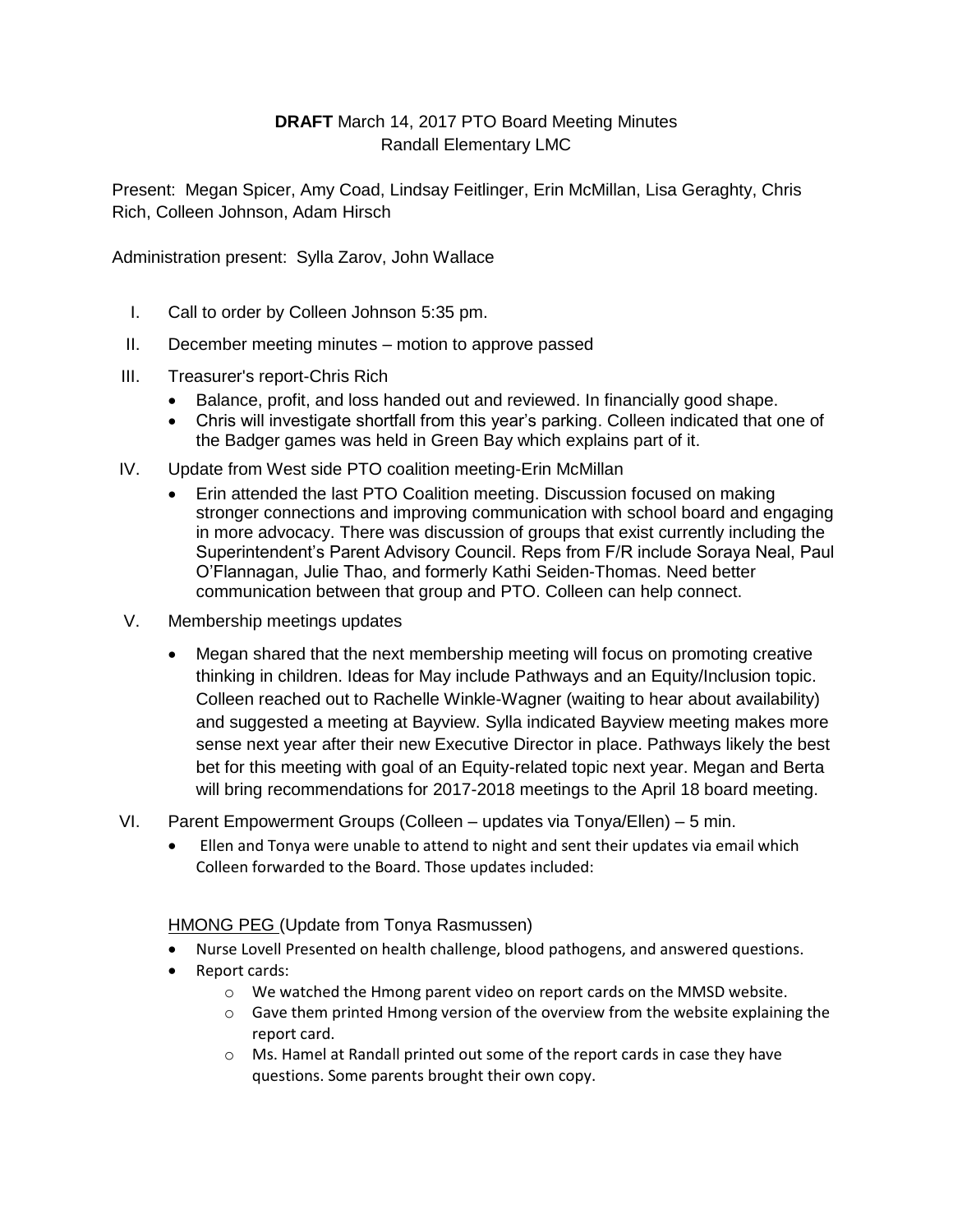**DRAFT** March 14, 2017 PTO Board Meeting Minutes
Randall Elementary LMC

Present: Megan Spicer, Amy Coad, Lindsay Feitlinger, Erin McMillan, Lisa Geraghty, Chris Rich, Colleen Johnson, Adam Hirsch

Administration present: Sylla Zarov, John Wallace

I. Call to order by Colleen Johnson 5:35 pm.

II. December meeting minutes – motion to approve passed

III. Treasurer's report-Chris Rich
   - Balance, profit, and loss handed out and reviewed. In financially good shape.
   - Chris will investigate shortfall from this year's parking. Colleen indicated that one of the Badger games was held in Green Bay which explains part of it.

IV. Update from West side PTO coalition meeting-Erin McMillan
   - Erin attended the last PTO Coalition meeting. Discussion focused on making stronger connections and improving communication with school board and engaging in more advocacy. There was discussion of groups that exist currently including the Superintendent's Parent Advisory Council. Reps from F/R include Soraya Neal, Paul O'Flannagan, Julie Thao, and formerly Kathi Seiden-Thomas. Need better communication between that group and PTO. Colleen can help connect.

V. Membership meetings updates
   - Megan shared that the next membership meeting will focus on promoting creative thinking in children. Ideas for May include Pathways and an Equity/Inclusion topic. Colleen reached out to Rachelle Winkle-Wagner (waiting to hear about availability) and suggested a meeting at Bayview. Sylla indicated Bayview meeting makes more sense next year after their new Executive Director in place. Pathways likely the best bet for this meeting with goal of an Equity-related topic next year. Megan and Berta will bring recommendations for 2017-2018 meetings to the April 18 board meeting.

VI. Parent Empowerment Groups (Colleen – updates via Tonya/Ellen) – 5 min.
   - Ellen and Tonya were unable to attend to night and sent their updates via email which Colleen forwarded to the Board. Those updates included:

HMONG PEG (Update from Tonya Rasmussen)

- Nurse Lovell Presented on health challenge, blood pathogens, and answered questions.
- Report cards:
  - We watched the Hmong parent video on report cards on the MMSD website.
  - Gave them printed Hmong version of the overview from the website explaining the report card.
  - Ms. Hamel at Randall printed out some of the report cards in case they have questions. Some parents brought their own copy.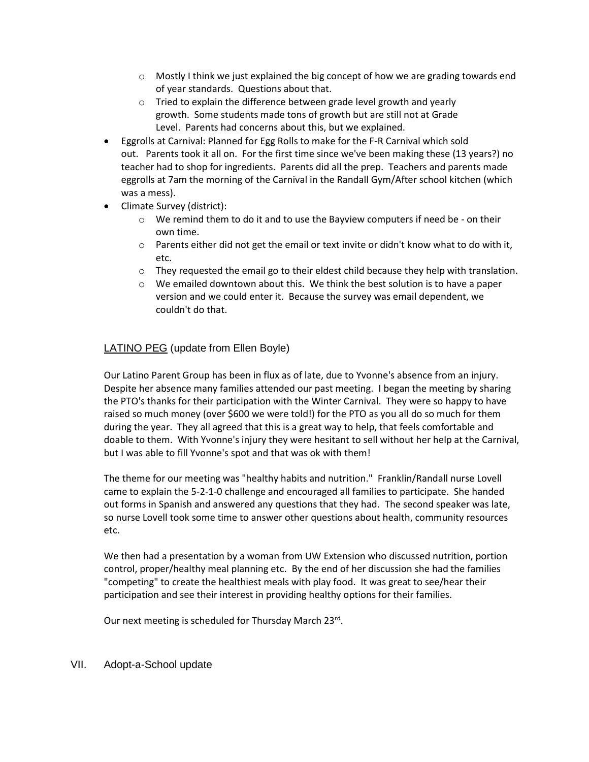- Mostly I think we just explained the big concept of how we are grading towards end of year standards. Questions about that.
    - Tried to explain the difference between grade level growth and yearly growth. Some students made tons of growth but are still not at Grade Level. Parents had concerns about this, but we explained.
- Eggrolls at Carnival: Planned for Egg Rolls to make for the F-R Carnival which sold out. Parents took it all on. For the first time since we've been making these (13 years?) no teacher had to shop for ingredients. Parents did all the prep. Teachers and parents made eggrolls at 7am the morning of the Carnival in the Randall Gym/After school kitchen (which was a mess).
- Climate Survey (district):
    - We remind them to do it and to use the Bayview computers if need be - on their own time.
    - Parents either did not get the email or text invite or didn't know what to do with it, etc.
    - They requested the email go to their eldest child because they help with translation.
    - We emailed downtown about this. We think the best solution is to have a paper version and we could enter it. Because the survey was email dependent, we couldn't do that.

<u>LATINO PEG</u> (update from Ellen Boyle)

Our Latino Parent Group has been in flux as of late, due to Yvonne's absence from an injury. Despite her absence many families attended our past meeting. I began the meeting by sharing the PTO's thanks for their participation with the Winter Carnival. They were so happy to have raised so much money (over $600 we were told!) for the PTO as you all do so much for them during the year. They all agreed that this is a great way to help, that feels comfortable and doable to them. With Yvonne's injury they were hesitant to sell without her help at the Carnival, but I was able to fill Yvonne's spot and that was ok with them!

The theme for our meeting was "healthy habits and nutrition." Franklin/Randall nurse Lovell came to explain the 5-2-1-0 challenge and encouraged all families to participate. She handed out forms in Spanish and answered any questions that they had. The second speaker was late, so nurse Lovell took some time to answer other questions about health, community resources etc.

We then had a presentation by a woman from UW Extension who discussed nutrition, portion control, proper/healthy meal planning etc. By the end of her discussion she had the families "competing" to create the healthiest meals with play food. It was great to see/hear their participation and see their interest in providing healthy options for their families.

Our next meeting is scheduled for Thursday March 23rd.

VII. Adopt-a-School update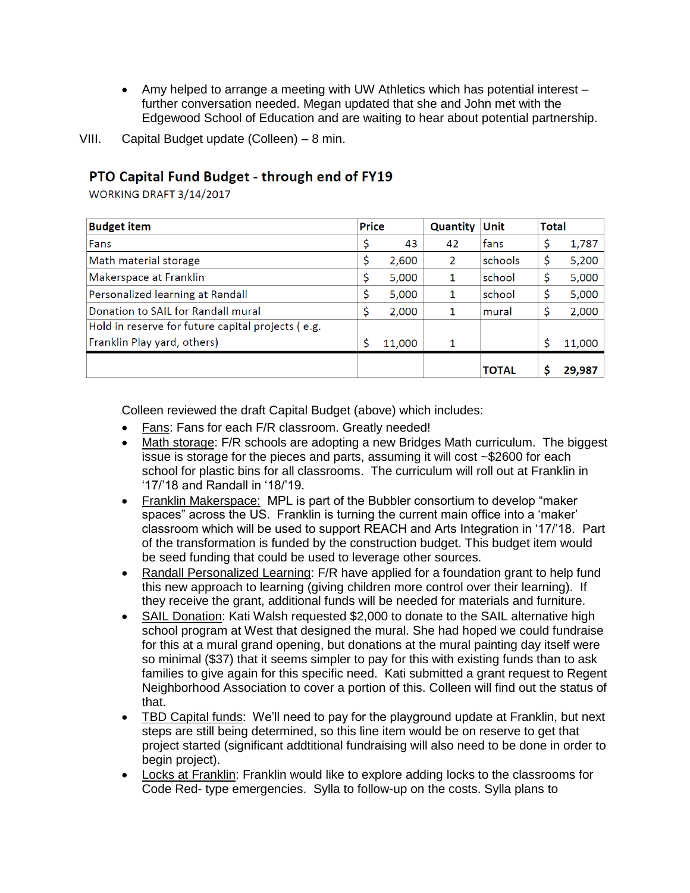- Amy helped to arrange a meeting with UW Athletics which has potential interest – further conversation needed. Megan updated that she and John met with the Edgewood School of Education and are waiting to hear about potential partnership.

VIII. Capital Budget update (Colleen) – 8 min.

## PTO Capital Fund Budget - through end of FY19

WORKING DRAFT 3/14/2017

| Budget item | Price | Quantity | Unit | Total |
|---|---|---|---|---|
| Fans | $ 43 | 42 | fans | $ 1,787 |
| Math material storage | $ 2,600 | 2 | schools | $ 5,200 |
| Makerspace at Franklin | $ 5,000 | 1 | school | $ 5,000 |
| Personalized learning at Randall | $ 5,000 | 1 | school | $ 5,000 |
| Donation to SAIL for Randall mural | $ 2,000 | 1 | mural | $ 2,000 |
| Hold in reserve for future capital projects ( e.g. Franklin Play yard, others) | $ 11,000 | 1 | | $ 11,000 |
| | | | **TOTAL** | **$ 29,987** |

Colleen reviewed the draft Capital Budget (above) which includes:

- Fans: Fans for each F/R classroom. Greatly needed!
- Math storage: F/R schools are adopting a new Bridges Math curriculum. The biggest issue is storage for the pieces and parts, assuming it will cost ~$2600 for each school for plastic bins for all classrooms. The curriculum will roll out at Franklin in '17/'18 and Randall in '18/'19.
- Franklin Makerspace: MPL is part of the Bubbler consortium to develop "maker spaces" across the US. Franklin is turning the current main office into a 'maker' classroom which will be used to support REACH and Arts Integration in '17/'18. Part of the transformation is funded by the construction budget. This budget item would be seed funding that could be used to leverage other sources.
- Randall Personalized Learning: F/R have applied for a foundation grant to help fund this new approach to learning (giving children more control over their learning). If they receive the grant, additional funds will be needed for materials and furniture.
- SAIL Donation: Kati Walsh requested $2,000 to donate to the SAIL alternative high school program at West that designed the mural. She had hoped we could fundraise for this at a mural grand opening, but donations at the mural painting day itself were so minimal ($37) that it seems simpler to pay for this with existing funds than to ask families to give again for this specific need. Kati submitted a grant request to Regent Neighborhood Association to cover a portion of this. Colleen will find out the status of that.
- TBD Capital funds: We'll need to pay for the playground update at Franklin, but next steps are still being determined, so this line item would be on reserve to get that project started (significant addtitional fundraising will also need to be done in order to begin project).
- Locks at Franklin: Franklin would like to explore adding locks to the classrooms for Code Red- type emergencies. Sylla to follow-up on the costs. Sylla plans to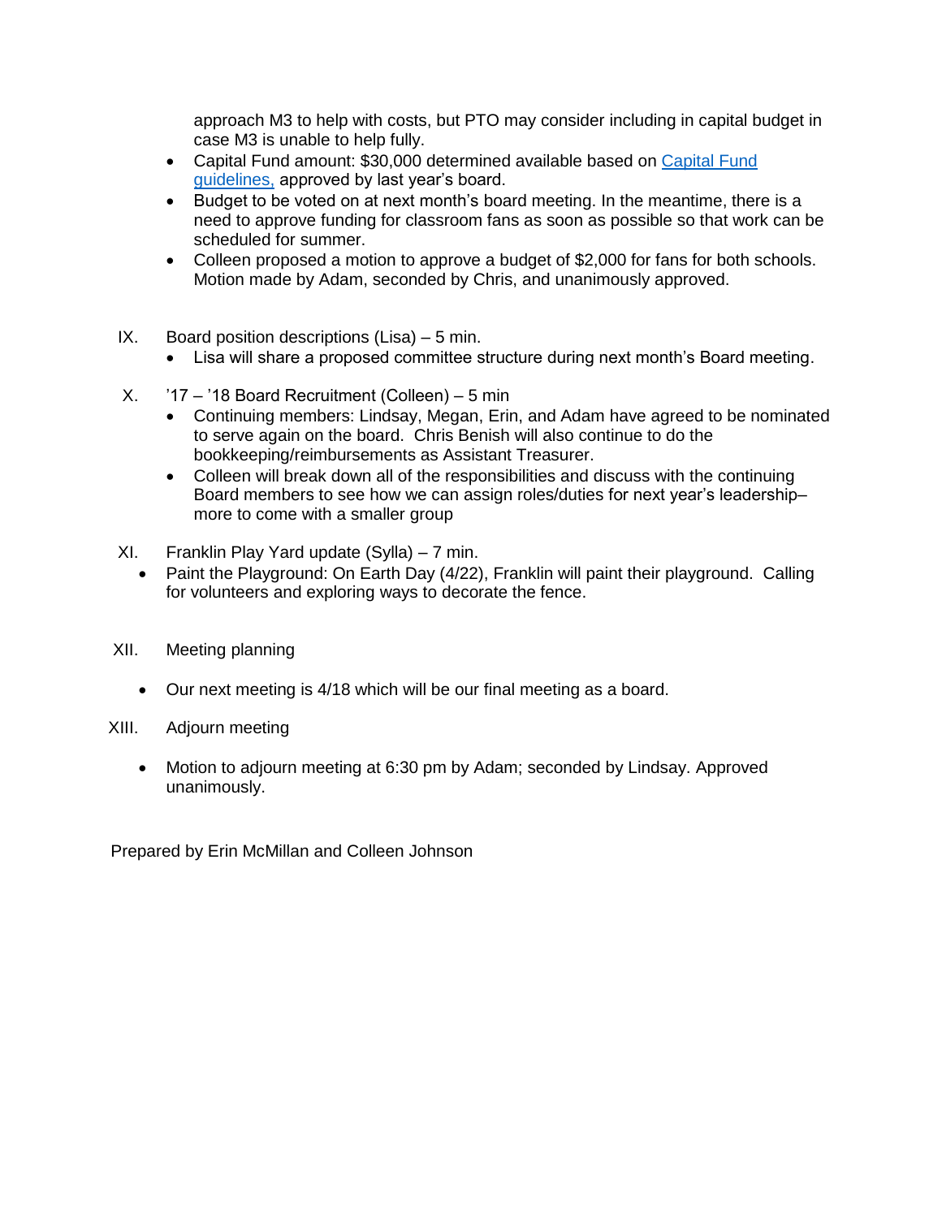approach M3 to help with costs, but PTO may consider including in capital budget in case M3 is unable to help fully.

- Capital Fund amount: $30,000 determined available based on [Capital Fund guidelines,] approved by last year's board.
- Budget to be voted on at next month's board meeting. In the meantime, there is a need to approve funding for classroom fans as soon as possible so that work can be scheduled for summer.
- Colleen proposed a motion to approve a budget of $2,000 for fans for both schools. Motion made by Adam, seconded by Chris, and unanimously approved.

IX. Board position descriptions (Lisa) – 5 min.

- Lisa will share a proposed committee structure during next month's Board meeting.

X. '17 – '18 Board Recruitment (Colleen) – 5 min

- Continuing members: Lindsay, Megan, Erin, and Adam have agreed to be nominated to serve again on the board. Chris Benish will also continue to do the bookkeeping/reimbursements as Assistant Treasurer.
- Colleen will break down all of the responsibilities and discuss with the continuing Board members to see how we can assign roles/duties for next year's leadership– more to come with a smaller group

XI. Franklin Play Yard update (Sylla) – 7 min.

- Paint the Playground: On Earth Day (4/22), Franklin will paint their playground. Calling for volunteers and exploring ways to decorate the fence.

XII. Meeting planning

- Our next meeting is 4/18 which will be our final meeting as a board.

XIII. Adjourn meeting

- Motion to adjourn meeting at 6:30 pm by Adam; seconded by Lindsay. Approved unanimously.

Prepared by Erin McMillan and Colleen Johnson